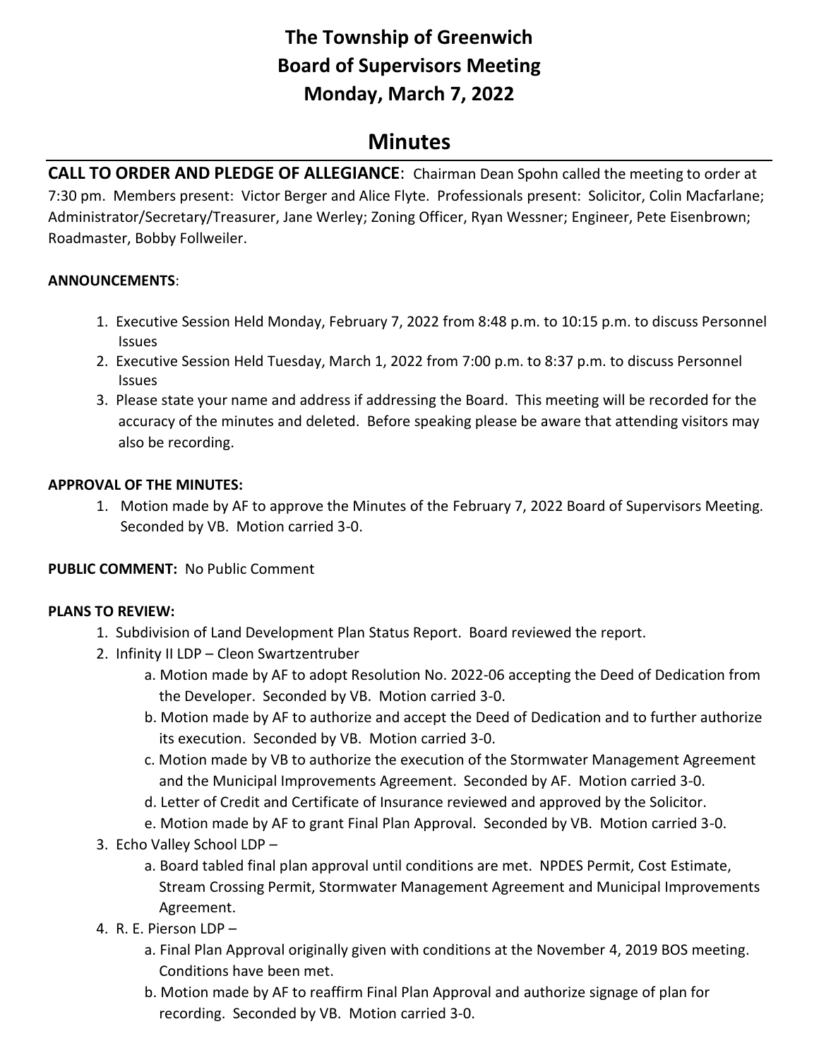# The Township of Greenwich
# Board of Supervisors Meeting
# Monday, March 7, 2022

## Minutes

**CALL TO ORDER AND PLEDGE OF ALLEGIANCE**: Chairman Dean Spohn called the meeting to order at 7:30 pm. Members present: Victor Berger and Alice Flyte. Professionals present: Solicitor, Colin Macfarlane; Administrator/Secretary/Treasurer, Jane Werley; Zoning Officer, Ryan Wessner; Engineer, Pete Eisenbrown; Roadmaster, Bobby Follweiler.

**ANNOUNCEMENTS**:

1. Executive Session Held Monday, February 7, 2022 from 8:48 p.m. to 10:15 p.m. to discuss Personnel Issues
2. Executive Session Held Tuesday, March 1, 2022 from 7:00 p.m. to 8:37 p.m. to discuss Personnel Issues
3. Please state your name and address if addressing the Board. This meeting will be recorded for the accuracy of the minutes and deleted. Before speaking please be aware that attending visitors may also be recording.

**APPROVAL OF THE MINUTES:**

1. Motion made by AF to approve the Minutes of the February 7, 2022 Board of Supervisors Meeting. Seconded by VB. Motion carried 3-0.

**PUBLIC COMMENT:** No Public Comment

**PLANS TO REVIEW:**

1. Subdivision of Land Development Plan Status Report. Board reviewed the report.
2. Infinity II LDP – Cleon Swartzentruber
   a. Motion made by AF to adopt Resolution No. 2022-06 accepting the Deed of Dedication from the Developer. Seconded by VB. Motion carried 3-0.
   b. Motion made by AF to authorize and accept the Deed of Dedication and to further authorize its execution. Seconded by VB. Motion carried 3-0.
   c. Motion made by VB to authorize the execution of the Stormwater Management Agreement and the Municipal Improvements Agreement. Seconded by AF. Motion carried 3-0.
   d. Letter of Credit and Certificate of Insurance reviewed and approved by the Solicitor.
   e. Motion made by AF to grant Final Plan Approval. Seconded by VB. Motion carried 3-0.
3. Echo Valley School LDP –
   a. Board tabled final plan approval until conditions are met. NPDES Permit, Cost Estimate, Stream Crossing Permit, Stormwater Management Agreement and Municipal Improvements Agreement.
4. R. E. Pierson LDP –
   a. Final Plan Approval originally given with conditions at the November 4, 2019 BOS meeting. Conditions have been met.
   b. Motion made by AF to reaffirm Final Plan Approval and authorize signage of plan for recording. Seconded by VB. Motion carried 3-0.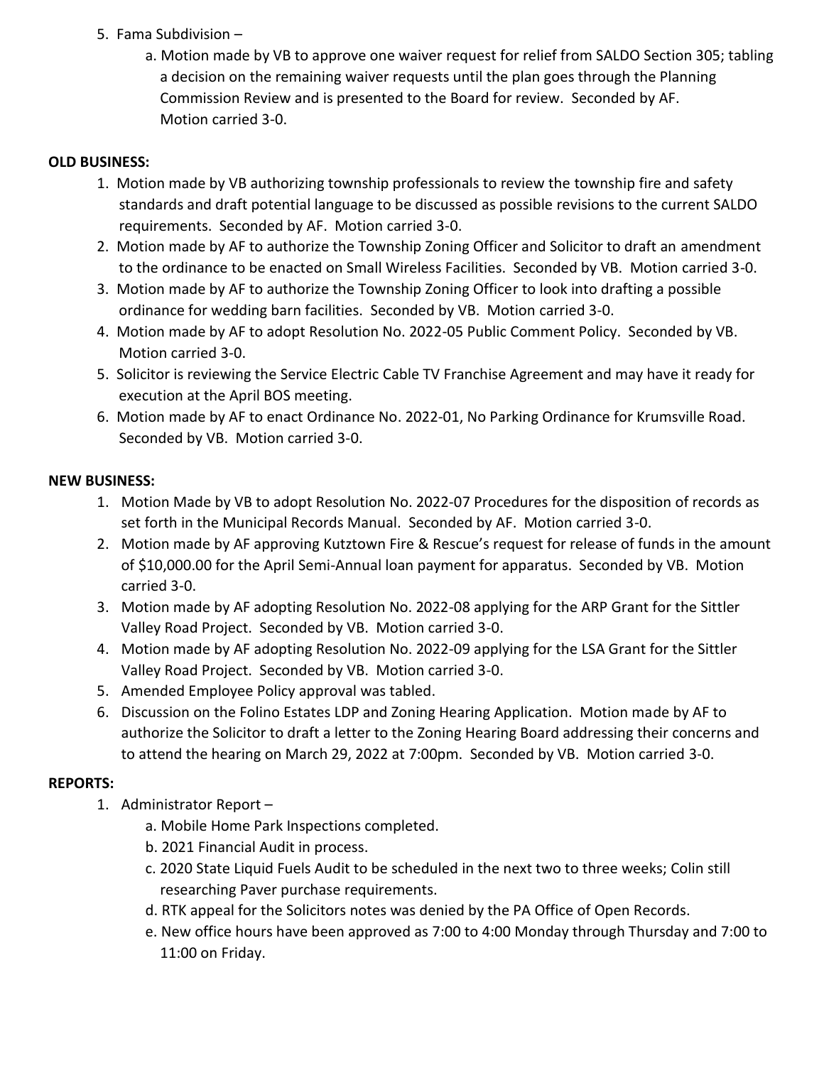5. Fama Subdivision –
    a. Motion made by VB to approve one waiver request for relief from SALDO Section 305; tabling a decision on the remaining waiver requests until the plan goes through the Planning Commission Review and is presented to the Board for review. Seconded by AF. Motion carried 3-0.

**OLD BUSINESS:**

1. Motion made by VB authorizing township professionals to review the township fire and safety standards and draft potential language to be discussed as possible revisions to the current SALDO requirements. Seconded by AF. Motion carried 3-0.
2. Motion made by AF to authorize the Township Zoning Officer and Solicitor to draft an amendment to the ordinance to be enacted on Small Wireless Facilities. Seconded by VB. Motion carried 3-0.
3. Motion made by AF to authorize the Township Zoning Officer to look into drafting a possible ordinance for wedding barn facilities. Seconded by VB. Motion carried 3-0.
4. Motion made by AF to adopt Resolution No. 2022-05 Public Comment Policy. Seconded by VB. Motion carried 3-0.
5. Solicitor is reviewing the Service Electric Cable TV Franchise Agreement and may have it ready for execution at the April BOS meeting.
6. Motion made by AF to enact Ordinance No. 2022-01, No Parking Ordinance for Krumsville Road. Seconded by VB. Motion carried 3-0.

**NEW BUSINESS:**

1. Motion Made by VB to adopt Resolution No. 2022-07 Procedures for the disposition of records as set forth in the Municipal Records Manual. Seconded by AF. Motion carried 3-0.
2. Motion made by AF approving Kutztown Fire & Rescue's request for release of funds in the amount of $10,000.00 for the April Semi-Annual loan payment for apparatus. Seconded by VB. Motion carried 3-0.
3. Motion made by AF adopting Resolution No. 2022-08 applying for the ARP Grant for the Sittler Valley Road Project. Seconded by VB. Motion carried 3-0.
4. Motion made by AF adopting Resolution No. 2022-09 applying for the LSA Grant for the Sittler Valley Road Project. Seconded by VB. Motion carried 3-0.
5. Amended Employee Policy approval was tabled.
6. Discussion on the Folino Estates LDP and Zoning Hearing Application. Motion made by AF to authorize the Solicitor to draft a letter to the Zoning Hearing Board addressing their concerns and to attend the hearing on March 29, 2022 at 7:00pm. Seconded by VB. Motion carried 3-0.

**REPORTS:**

1. Administrator Report –
    a. Mobile Home Park Inspections completed.
    b. 2021 Financial Audit in process.
    c. 2020 State Liquid Fuels Audit to be scheduled in the next two to three weeks; Colin still researching Paver purchase requirements.
    d. RTK appeal for the Solicitors notes was denied by the PA Office of Open Records.
    e. New office hours have been approved as 7:00 to 4:00 Monday through Thursday and 7:00 to 11:00 on Friday.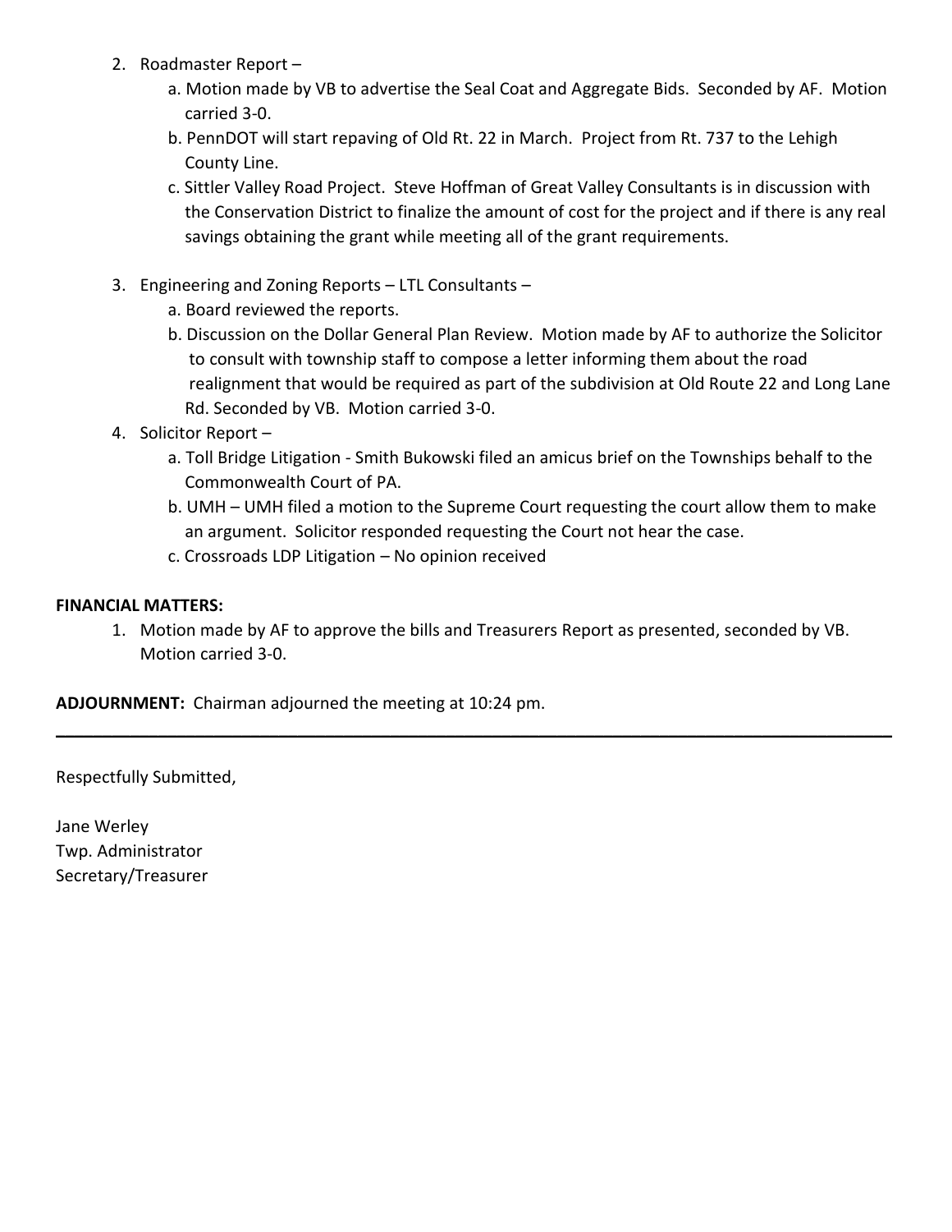2. Roadmaster Report –
   a. Motion made by VB to advertise the Seal Coat and Aggregate Bids. Seconded by AF. Motion carried 3-0.
   b. PennDOT will start repaving of Old Rt. 22 in March. Project from Rt. 737 to the Lehigh County Line.
   c. Sittler Valley Road Project. Steve Hoffman of Great Valley Consultants is in discussion with the Conservation District to finalize the amount of cost for the project and if there is any real savings obtaining the grant while meeting all of the grant requirements.

3. Engineering and Zoning Reports – LTL Consultants –
   a. Board reviewed the reports.
   b. Discussion on the Dollar General Plan Review. Motion made by AF to authorize the Solicitor to consult with township staff to compose a letter informing them about the road realignment that would be required as part of the subdivision at Old Route 22 and Long Lane Rd. Seconded by VB. Motion carried 3-0.
4. Solicitor Report –
   a. Toll Bridge Litigation - Smith Bukowski filed an amicus brief on the Townships behalf to the Commonwealth Court of PA.
   b. UMH – UMH filed a motion to the Supreme Court requesting the court allow them to make an argument. Solicitor responded requesting the Court not hear the case.
   c. Crossroads LDP Litigation – No opinion received

**FINANCIAL MATTERS:**

1. Motion made by AF to approve the bills and Treasurers Report as presented, seconded by VB. Motion carried 3-0.

**ADJOURNMENT:** Chairman adjourned the meeting at 10:24 pm.

---

Respectfully Submitted,

Jane Werley
Twp. Administrator
Secretary/Treasurer